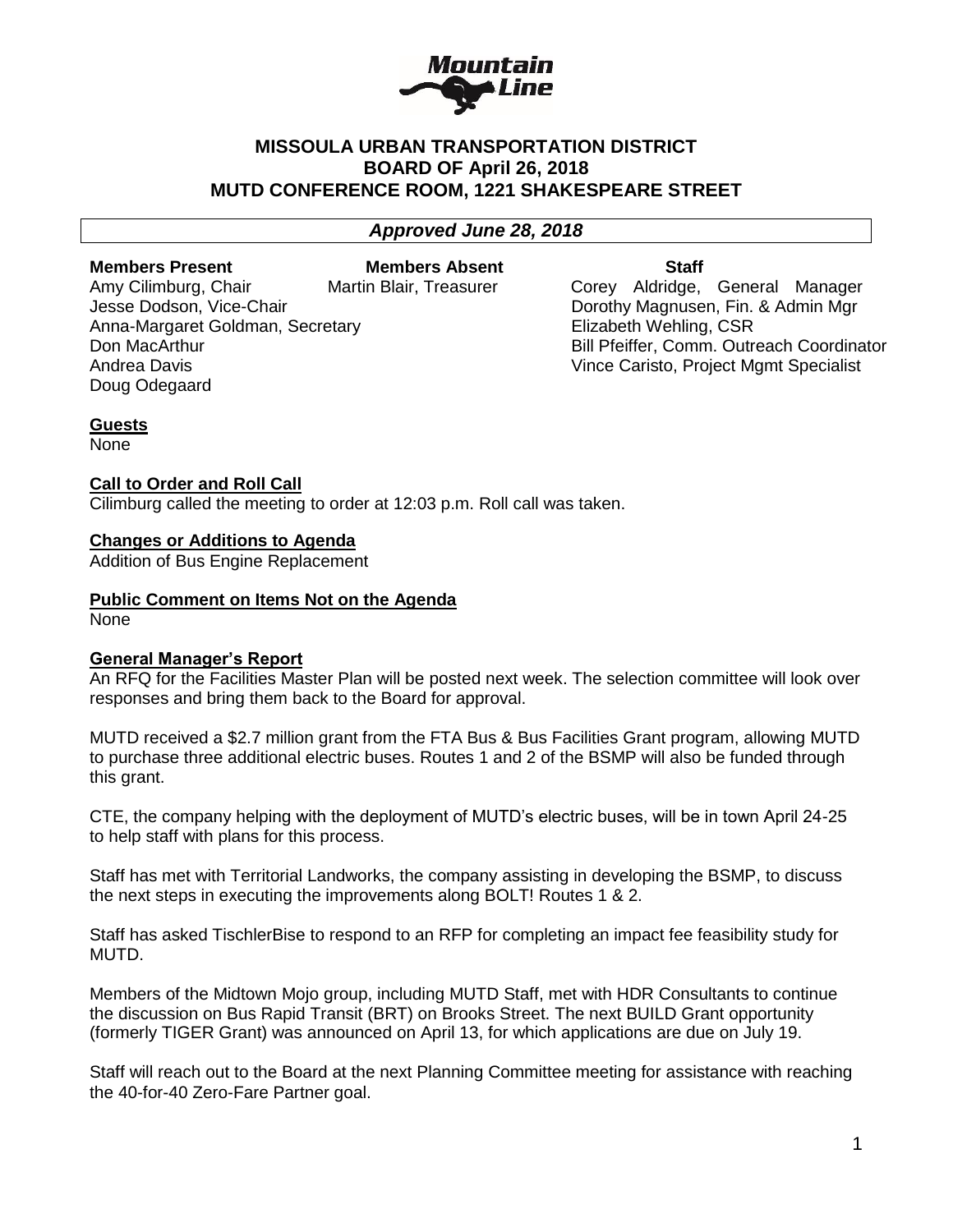# MISSOULA URBAN TRANSPORTATION DISTRICT
## BOARD OF April 26, 2018
## MUTD CONFERENCE ROOM, 1221 SHAKESPEARE STREET

***Approved June 28, 2018***

| Members Present | Members Absent | Staff |
|---|---|---|
| Amy Cilimburg, Chair | Martin Blair, Treasurer | Corey Aldridge, General Manager |
| Jesse Dodson, Vice-Chair | | Dorothy Magnusen, Fin. & Admin Mgr |
| Anna-Margaret Goldman, Secretary | | Elizabeth Wehling, CSR |
| Don MacArthur | | Bill Pfeiffer, Comm. Outreach Coordinator |
| Andrea Davis | | Vince Caristo, Project Mgmt Specialist |
| Doug Odegaard | | |

**Guests**
None

**Call to Order and Roll Call**
Cilimburg called the meeting to order at 12:03 p.m. Roll call was taken.

**Changes or Additions to Agenda**
Addition of Bus Engine Replacement

**Public Comment on Items Not on the Agenda**
None

**General Manager's Report**
An RFQ for the Facilities Master Plan will be posted next week. The selection committee will look over responses and bring them back to the Board for approval.

MUTD received a $2.7 million grant from the FTA Bus & Bus Facilities Grant program, allowing MUTD to purchase three additional electric buses. Routes 1 and 2 of the BSMP will also be funded through this grant.

CTE, the company helping with the deployment of MUTD's electric buses, will be in town April 24-25 to help staff with plans for this process.

Staff has met with Territorial Landworks, the company assisting in developing the BSMP, to discuss the next steps in executing the improvements along BOLT! Routes 1 & 2.

Staff has asked TischlerBise to respond to an RFP for completing an impact fee feasibility study for MUTD.

Members of the Midtown Mojo group, including MUTD Staff, met with HDR Consultants to continue the discussion on Bus Rapid Transit (BRT) on Brooks Street. The next BUILD Grant opportunity (formerly TIGER Grant) was announced on April 13, for which applications are due on July 19.

Staff will reach out to the Board at the next Planning Committee meeting for assistance with reaching the 40-for-40 Zero-Fare Partner goal.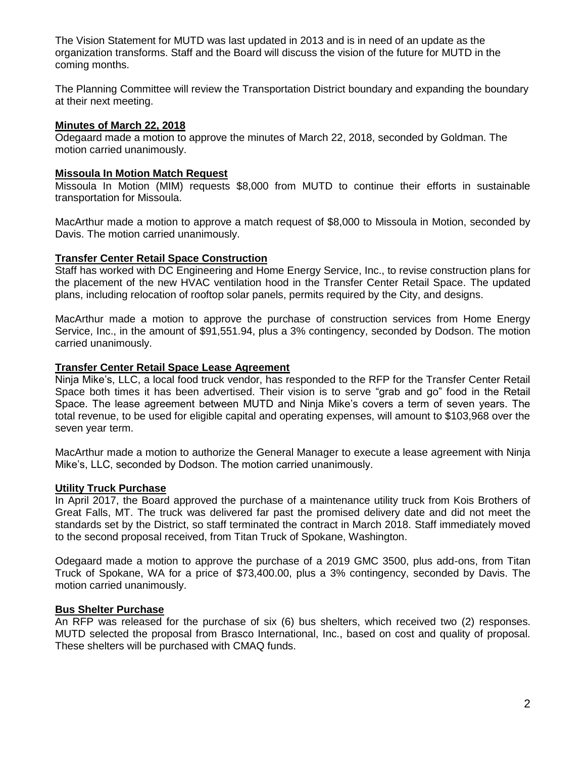The Vision Statement for MUTD was last updated in 2013 and is in need of an update as the organization transforms. Staff and the Board will discuss the vision of the future for MUTD in the coming months.

The Planning Committee will review the Transportation District boundary and expanding the boundary at their next meeting.

**Minutes of March 22, 2018**

Odegaard made a motion to approve the minutes of March 22, 2018, seconded by Goldman. The motion carried unanimously.

**Missoula In Motion Match Request**

Missoula In Motion (MIM) requests $8,000 from MUTD to continue their efforts in sustainable transportation for Missoula.

MacArthur made a motion to approve a match request of $8,000 to Missoula in Motion, seconded by Davis. The motion carried unanimously.

**Transfer Center Retail Space Construction**

Staff has worked with DC Engineering and Home Energy Service, Inc., to revise construction plans for the placement of the new HVAC ventilation hood in the Transfer Center Retail Space. The updated plans, including relocation of rooftop solar panels, permits required by the City, and designs.

MacArthur made a motion to approve the purchase of construction services from Home Energy Service, Inc., in the amount of $91,551.94, plus a 3% contingency, seconded by Dodson. The motion carried unanimously.

**Transfer Center Retail Space Lease Agreement**

Ninja Mike's, LLC, a local food truck vendor, has responded to the RFP for the Transfer Center Retail Space both times it has been advertised. Their vision is to serve "grab and go" food in the Retail Space. The lease agreement between MUTD and Ninja Mike's covers a term of seven years. The total revenue, to be used for eligible capital and operating expenses, will amount to $103,968 over the seven year term.

MacArthur made a motion to authorize the General Manager to execute a lease agreement with Ninja Mike's, LLC, seconded by Dodson. The motion carried unanimously.

**Utility Truck Purchase**

In April 2017, the Board approved the purchase of a maintenance utility truck from Kois Brothers of Great Falls, MT. The truck was delivered far past the promised delivery date and did not meet the standards set by the District, so staff terminated the contract in March 2018. Staff immediately moved to the second proposal received, from Titan Truck of Spokane, Washington.

Odegaard made a motion to approve the purchase of a 2019 GMC 3500, plus add-ons, from Titan Truck of Spokane, WA for a price of $73,400.00, plus a 3% contingency, seconded by Davis. The motion carried unanimously.

**Bus Shelter Purchase**

An RFP was released for the purchase of six (6) bus shelters, which received two (2) responses. MUTD selected the proposal from Brasco International, Inc., based on cost and quality of proposal. These shelters will be purchased with CMAQ funds.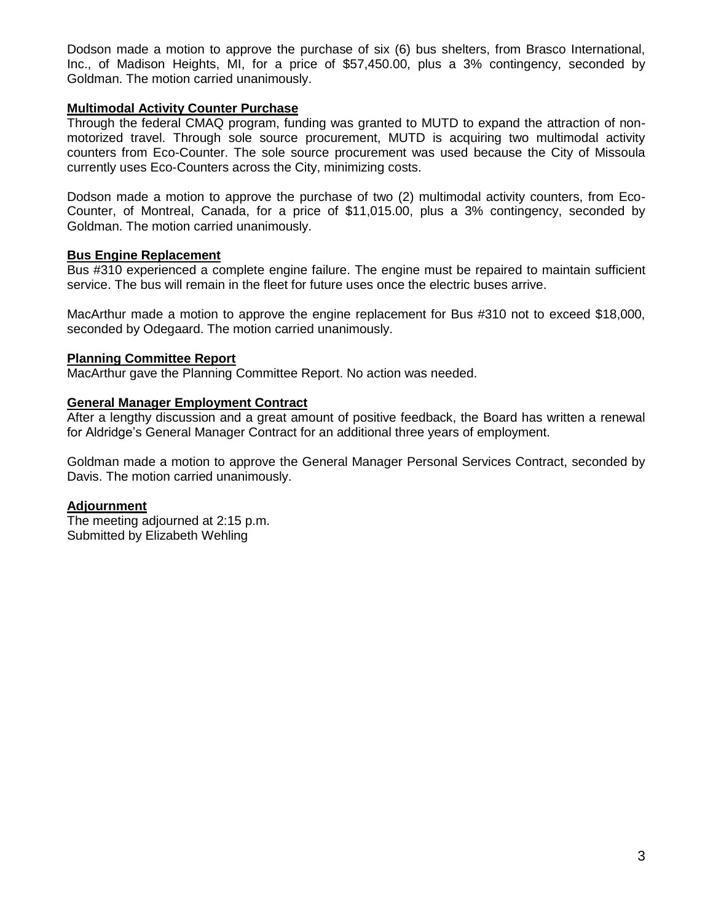Dodson made a motion to approve the purchase of six (6) bus shelters, from Brasco International, Inc., of Madison Heights, MI, for a price of $57,450.00, plus a 3% contingency, seconded by Goldman. The motion carried unanimously.

**Multimodal Activity Counter Purchase**

Through the federal CMAQ program, funding was granted to MUTD to expand the attraction of non-motorized travel. Through sole source procurement, MUTD is acquiring two multimodal activity counters from Eco-Counter. The sole source procurement was used because the City of Missoula currently uses Eco-Counters across the City, minimizing costs.

Dodson made a motion to approve the purchase of two (2) multimodal activity counters, from Eco-Counter, of Montreal, Canada, for a price of $11,015.00, plus a 3% contingency, seconded by Goldman. The motion carried unanimously.

**Bus Engine Replacement**

Bus #310 experienced a complete engine failure. The engine must be repaired to maintain sufficient service. The bus will remain in the fleet for future uses once the electric buses arrive.

MacArthur made a motion to approve the engine replacement for Bus #310 not to exceed $18,000, seconded by Odegaard. The motion carried unanimously.

**Planning Committee Report**

MacArthur gave the Planning Committee Report. No action was needed.

**General Manager Employment Contract**

After a lengthy discussion and a great amount of positive feedback, the Board has written a renewal for Aldridge's General Manager Contract for an additional three years of employment.

Goldman made a motion to approve the General Manager Personal Services Contract, seconded by Davis. The motion carried unanimously.

**Adjournment**

The meeting adjourned at 2:15 p.m.
Submitted by Elizabeth Wehling